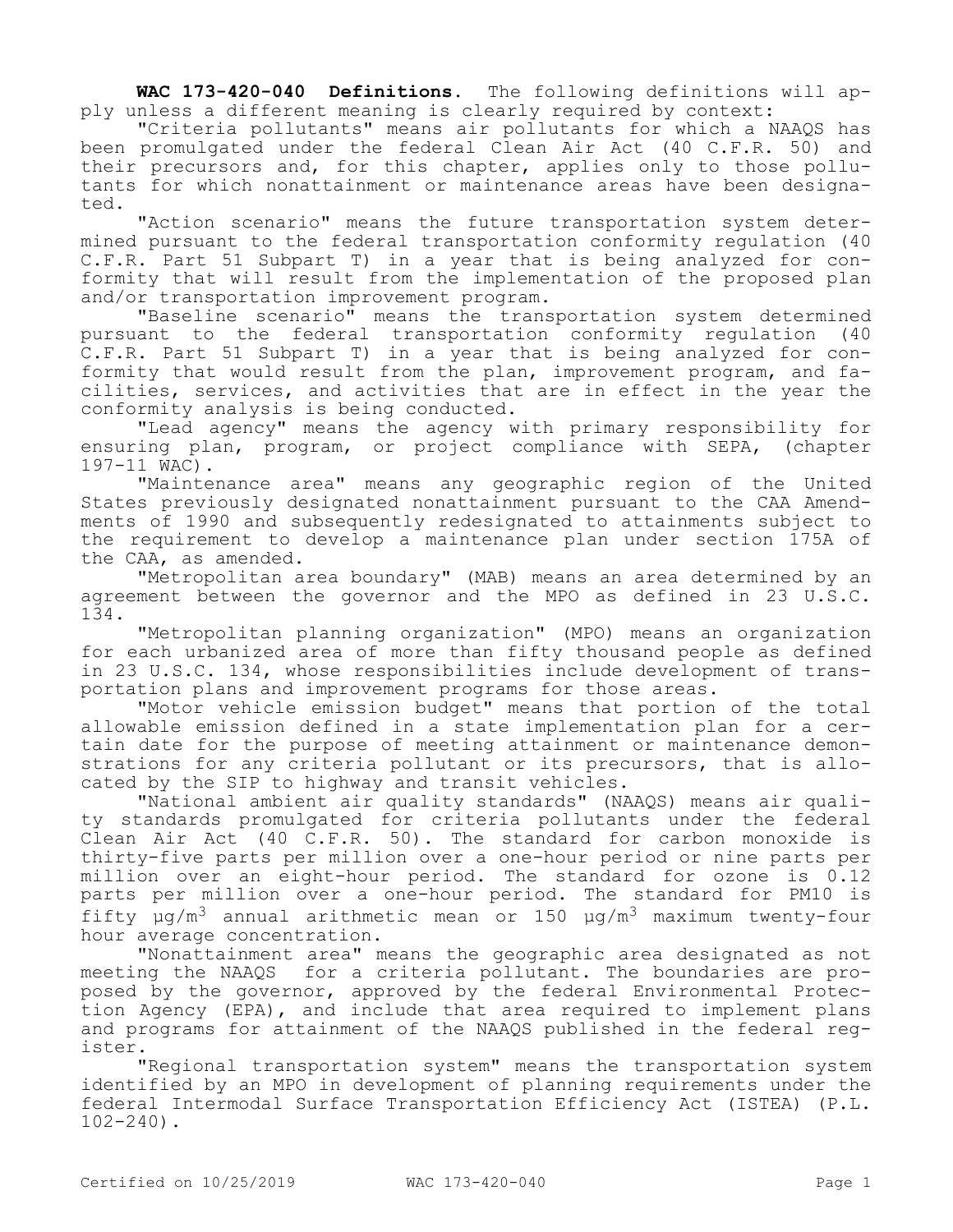**WAC 173-420-040 Definitions.** The following definitions will apply unless a different meaning is clearly required by context:

"Criteria pollutants" means air pollutants for which a NAAQS has been promulgated under the federal Clean Air Act (40 C.F.R. 50) and their precursors and, for this chapter, applies only to those pollutants for which nonattainment or maintenance areas have been designated.

"Action scenario" means the future transportation system determined pursuant to the federal transportation conformity regulation (40 C.F.R. Part 51 Subpart T) in a year that is being analyzed for conformity that will result from the implementation of the proposed plan and/or transportation improvement program.

"Baseline scenario" means the transportation system determined pursuant to the federal transportation conformity regulation (40 C.F.R. Part 51 Subpart T) in a year that is being analyzed for conformity that would result from the plan, improvement program, and facilities, services, and activities that are in effect in the year the conformity analysis is being conducted.

"Lead agency" means the agency with primary responsibility for ensuring plan, program, or project compliance with SEPA, (chapter 197-11 WAC).

"Maintenance area" means any geographic region of the United States previously designated nonattainment pursuant to the CAA Amendments of 1990 and subsequently redesignated to attainments subject to the requirement to develop a maintenance plan under section 175A of the CAA, as amended.

"Metropolitan area boundary" (MAB) means an area determined by an agreement between the governor and the MPO as defined in 23 U.S.C. 134.

"Metropolitan planning organization" (MPO) means an organization for each urbanized area of more than fifty thousand people as defined in 23 U.S.C. 134, whose responsibilities include development of transportation plans and improvement programs for those areas.

"Motor vehicle emission budget" means that portion of the total allowable emission defined in a state implementation plan for a certain date for the purpose of meeting attainment or maintenance demonstrations for any criteria pollutant or its precursors, that is allocated by the SIP to highway and transit vehicles.

"National ambient air quality standards" (NAAQS) means air quality standards promulgated for criteria pollutants under the federal Clean Air Act (40 C.F.R. 50). The standard for carbon monoxide is thirty-five parts per million over a one-hour period or nine parts per million over an eight-hour period. The standard for ozone is 0.12 parts per million over a one-hour period. The standard for PM10 is fifty $\mu g/m^3$ annual arithmetic mean or 150 $\mu g/m^3$ maximum twenty-four hour average concentration.

"Nonattainment area" means the geographic area designated as not meeting the NAAQS for a criteria pollutant. The boundaries are proposed by the governor, approved by the federal Environmental Protection Agency (EPA), and include that area required to implement plans and programs for attainment of the NAAQS published in the federal register.

"Regional transportation system" means the transportation system identified by an MPO in development of planning requirements under the federal Intermodal Surface Transportation Efficiency Act (ISTEA) (P.L. 102-240).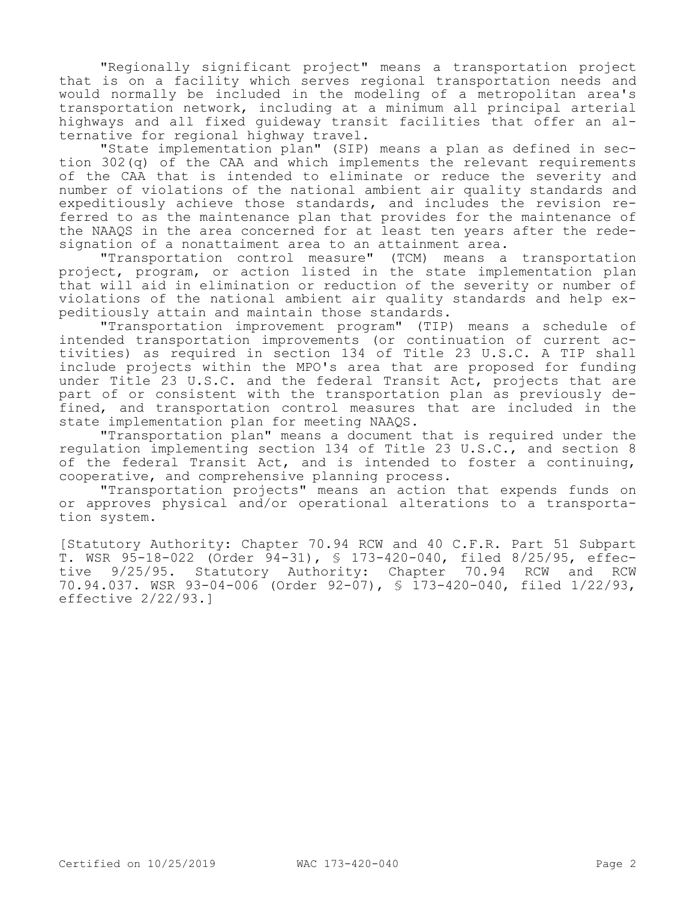"Regionally significant project" means a transportation project that is on a facility which serves regional transportation needs and would normally be included in the modeling of a metropolitan area's transportation network, including at a minimum all principal arterial highways and all fixed guideway transit facilities that offer an alternative for regional highway travel.

"State implementation plan" (SIP) means a plan as defined in section 302(q) of the CAA and which implements the relevant requirements of the CAA that is intended to eliminate or reduce the severity and number of violations of the national ambient air quality standards and expeditiously achieve those standards, and includes the revision referred to as the maintenance plan that provides for the maintenance of the NAAQS in the area concerned for at least ten years after the redesignation of a nonattaiment area to an attainment area.

"Transportation control measure" (TCM) means a transportation project, program, or action listed in the state implementation plan that will aid in elimination or reduction of the severity or number of violations of the national ambient air quality standards and help expeditiously attain and maintain those standards.

"Transportation improvement program" (TIP) means a schedule of intended transportation improvements (or continuation of current activities) as required in section 134 of Title 23 U.S.C. A TIP shall include projects within the MPO's area that are proposed for funding under Title 23 U.S.C. and the federal Transit Act, projects that are part of or consistent with the transportation plan as previously defined, and transportation control measures that are included in the state implementation plan for meeting NAAQS.

"Transportation plan" means a document that is required under the regulation implementing section 134 of Title 23 U.S.C., and section 8 of the federal Transit Act, and is intended to foster a continuing, cooperative, and comprehensive planning process.

"Transportation projects" means an action that expends funds on or approves physical and/or operational alterations to a transportation system.

[Statutory Authority: Chapter 70.94 RCW and 40 C.F.R. Part 51 Subpart T. WSR 95-18-022 (Order 94-31), § 173-420-040, filed 8/25/95, effective 9/25/95. Statutory Authority: Chapter 70.94 RCW and RCW 70.94.037. WSR 93-04-006 (Order 92-07), § 173-420-040, filed 1/22/93, effective 2/22/93.]